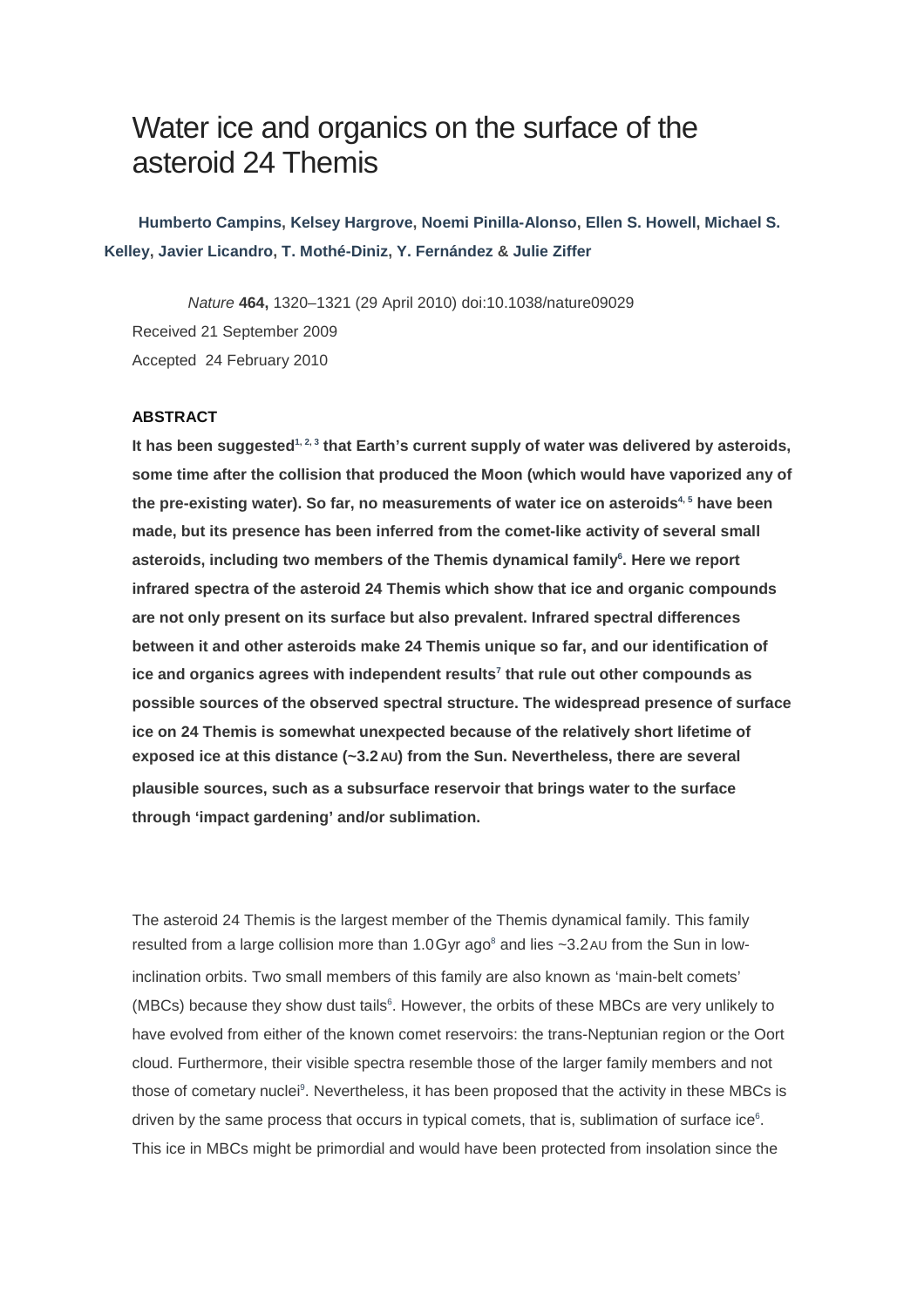# Water ice and organics on the surface of the asteroid 24 Themis

**Humberto Campins, Kelsey Hargrove, Noemi Pinilla-Alonso, Ellen S. Howell, Michael S. Kelley, Javier Licandro, T. Mothé-Diniz, Y. Fernández & Julie Ziffer**

*Nature* **464,** 1320–1321 (29 April 2010) doi:10.1038/nature09029

Received 21 September 2009

Accepted 24 February 2010

### ABSTRACT

**It has been suggested[1, 2, 3] that Earth's current supply of water was delivered by asteroids, some time after the collision that produced the Moon (which would have vaporized any of the pre-existing water). So far, no measurements of water ice on asteroids[4, 5] have been made, but its presence has been inferred from the comet-like activity of several small asteroids, including two members of the Themis dynamical family[6]. Here we report infrared spectra of the asteroid 24 Themis which show that ice and organic compounds are not only present on its surface but also prevalent. Infrared spectral differences between it and other asteroids make 24 Themis unique so far, and our identification of ice and organics agrees with independent results[7] that rule out other compounds as possible sources of the observed spectral structure. The widespread presence of surface ice on 24 Themis is somewhat unexpected because of the relatively short lifetime of exposed ice at this distance (~3.2 AU) from the Sun. Nevertheless, there are several plausible sources, such as a subsurface reservoir that brings water to the surface through 'impact gardening' and/or sublimation.**

The asteroid 24 Themis is the largest member of the Themis dynamical family. This family resulted from a large collision more than 1.0 Gyr ago[8] and lies ~3.2 AU from the Sun in low-inclination orbits. Two small members of this family are also known as 'main-belt comets' (MBCs) because they show dust tails[6]. However, the orbits of these MBCs are very unlikely to have evolved from either of the known comet reservoirs: the trans-Neptunian region or the Oort cloud. Furthermore, their visible spectra resemble those of the larger family members and not those of cometary nuclei[9]. Nevertheless, it has been proposed that the activity in these MBCs is driven by the same process that occurs in typical comets, that is, sublimation of surface ice[6]. This ice in MBCs might be primordial and would have been protected from insolation since the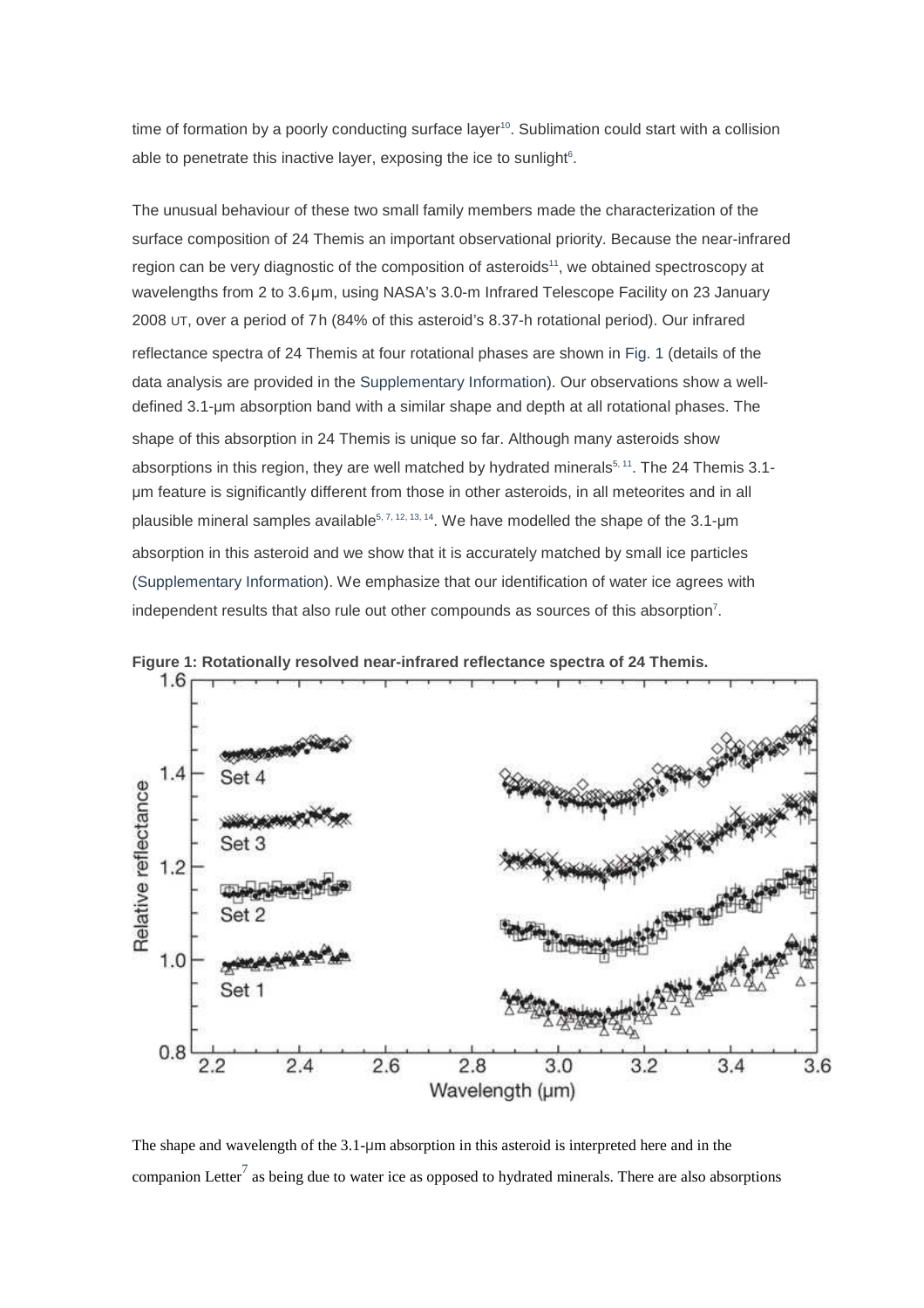time of formation by a poorly conducting surface layer[10]. Sublimation could start with a collision able to penetrate this inactive layer, exposing the ice to sunlight[6].

The unusual behaviour of these two small family members made the characterization of the surface composition of 24 Themis an important observational priority. Because the near-infrared region can be very diagnostic of the composition of asteroids[11], we obtained spectroscopy at wavelengths from 2 to 3.6 μm, using NASA's 3.0-m Infrared Telescope Facility on 23 January 2008 UT, over a period of 7 h (84% of this asteroid's 8.37-h rotational period). Our infrared reflectance spectra of 24 Themis at four rotational phases are shown in Fig. 1 (details of the data analysis are provided in the Supplementary Information). Our observations show a well-defined 3.1-μm absorption band with a similar shape and depth at all rotational phases. The shape of this absorption in 24 Themis is unique so far. Although many asteroids show absorptions in this region, they are well matched by hydrated minerals[5, 11]. The 24 Themis 3.1-μm feature is significantly different from those in other asteroids, in all meteorites and in all plausible mineral samples available[5, 7, 12, 13, 14]. We have modelled the shape of the 3.1-μm absorption in this asteroid and we show that it is accurately matched by small ice particles (Supplementary Information). We emphasize that our identification of water ice agrees with independent results that also rule out other compounds as sources of this absorption[7].

**Figure 1: Rotationally resolved near-infrared reflectance spectra of 24 Themis.**

The shape and wavelength of the 3.1-μm absorption in this asteroid is interpreted here and in the companion Letter[7] as being due to water ice as opposed to hydrated minerals. There are also absorptions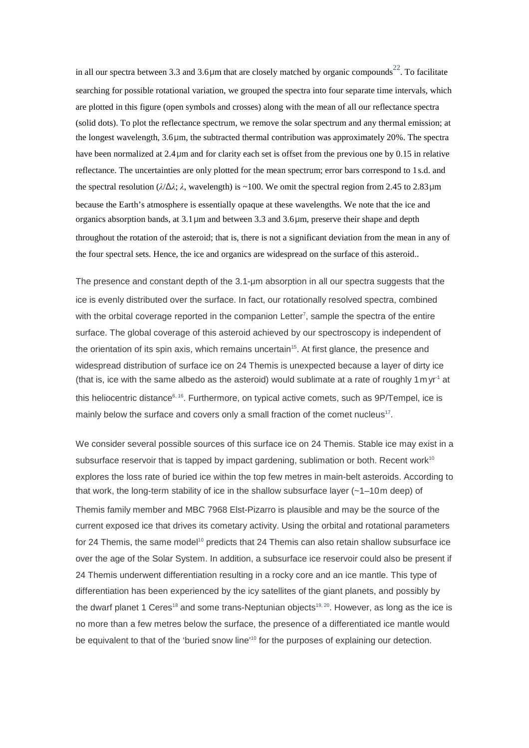in all our spectra between 3.3 and 3.6 μm that are closely matched by organic compounds[22]. To facilitate searching for possible rotational variation, we grouped the spectra into four separate time intervals, which are plotted in this figure (open symbols and crosses) along with the mean of all our reflectance spectra (solid dots). To plot the reflectance spectrum, we remove the solar spectrum and any thermal emission; at the longest wavelength, 3.6 μm, the subtracted thermal contribution was approximately 20%. The spectra have been normalized at 2.4 μm and for clarity each set is offset from the previous one by 0.15 in relative reflectance. The uncertainties are only plotted for the mean spectrum; error bars correspond to 1 s.d. and the spectral resolution ($\lambda/\Delta\lambda$; $\lambda$, wavelength) is ~100. We omit the spectral region from 2.45 to 2.83 μm because the Earth's atmosphere is essentially opaque at these wavelengths. We note that the ice and organics absorption bands, at 3.1 μm and between 3.3 and 3.6 μm, preserve their shape and depth throughout the rotation of the asteroid; that is, there is not a significant deviation from the mean in any of the four spectral sets. Hence, the ice and organics are widespread on the surface of this asteroid..

The presence and constant depth of the 3.1-μm absorption in all our spectra suggests that the ice is evenly distributed over the surface. In fact, our rotationally resolved spectra, combined with the orbital coverage reported in the companion Letter[7], sample the spectra of the entire surface. The global coverage of this asteroid achieved by our spectroscopy is independent of the orientation of its spin axis, which remains uncertain[15]. At first glance, the presence and widespread distribution of surface ice on 24 Themis is unexpected because a layer of dirty ice (that is, ice with the same albedo as the asteroid) would sublimate at a rate of roughly 1 m yr$^{-1}$ at this heliocentric distance[6, 16]. Furthermore, on typical active comets, such as 9P/Tempel, ice is mainly below the surface and covers only a small fraction of the comet nucleus[17].

We consider several possible sources of this surface ice on 24 Themis. Stable ice may exist in a subsurface reservoir that is tapped by impact gardening, sublimation or both. Recent work[10] explores the loss rate of buried ice within the top few metres in main-belt asteroids. According to that work, the long-term stability of ice in the shallow subsurface layer (~1–10 m deep) of Themis family member and MBC 7968 Elst-Pizarro is plausible and may be the source of the current exposed ice that drives its cometary activity. Using the orbital and rotational parameters for 24 Themis, the same model[10] predicts that 24 Themis can also retain shallow subsurface ice over the age of the Solar System. In addition, a subsurface ice reservoir could also be present if 24 Themis underwent differentiation resulting in a rocky core and an ice mantle. This type of differentiation has been experienced by the icy satellites of the giant planets, and possibly by the dwarf planet 1 Ceres[18] and some trans-Neptunian objects[19, 20]. However, as long as the ice is no more than a few metres below the surface, the presence of a differentiated ice mantle would be equivalent to that of the 'buried snow line'[10] for the purposes of explaining our detection.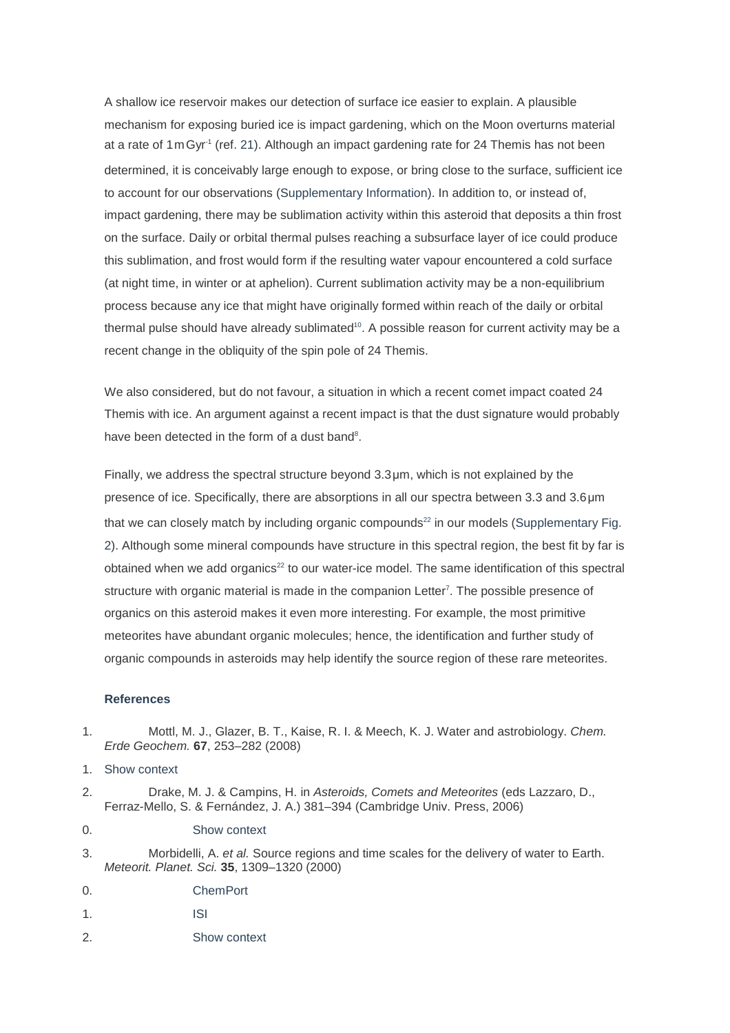A shallow ice reservoir makes our detection of surface ice easier to explain. A plausible mechanism for exposing buried ice is impact gardening, which on the Moon overturns material at a rate of 1 m $Gyr^{-1}$ (ref. 21). Although an impact gardening rate for 24 Themis has not been determined, it is conceivably large enough to expose, or bring close to the surface, sufficient ice to account for our observations (Supplementary Information). In addition to, or instead of, impact gardening, there may be sublimation activity within this asteroid that deposits a thin frost on the surface. Daily or orbital thermal pulses reaching a subsurface layer of ice could produce this sublimation, and frost would form if the resulting water vapour encountered a cold surface (at night time, in winter or at aphelion). Current sublimation activity may be a non-equilibrium process because any ice that might have originally formed within reach of the daily or orbital thermal pulse should have already sublimated[10]. A possible reason for current activity may be a recent change in the obliquity of the spin pole of 24 Themis.

We also considered, but do not favour, a situation in which a recent comet impact coated 24 Themis with ice. An argument against a recent impact is that the dust signature would probably have been detected in the form of a dust band[8].

Finally, we address the spectral structure beyond 3.3 μm, which is not explained by the presence of ice. Specifically, there are absorptions in all our spectra between 3.3 and 3.6 μm that we can closely match by including organic compounds[22] in our models (Supplementary Fig. 2). Although some mineral compounds have structure in this spectral region, the best fit by far is obtained when we add organics[22] to our water-ice model. The same identification of this spectral structure with organic material is made in the companion Letter[7]. The possible presence of organics on this asteroid makes it even more interesting. For example, the most primitive meteorites have abundant organic molecules; hence, the identification and further study of organic compounds in asteroids may help identify the source region of these rare meteorites.

### References

1. Mottl, M. J., Glazer, B. T., Kaise, R. I. & Meech, K. J. Water and astrobiology. *Chem. Erde Geochem.* **67**, 253–282 (2008)
   - Show context
2. Drake, M. J. & Campins, H. in *Asteroids, Comets and Meteorites* (eds Lazzaro, D., Ferraz-Mello, S. & Fernández, J. A.) 381–394 (Cambridge Univ. Press, 2006)
   - Show context
3. Morbidelli, A. *et al.* Source regions and time scales for the delivery of water to Earth. *Meteorit. Planet. Sci.* **35**, 1309–1320 (2000)
   - ChemPort
   - ISI
   - Show context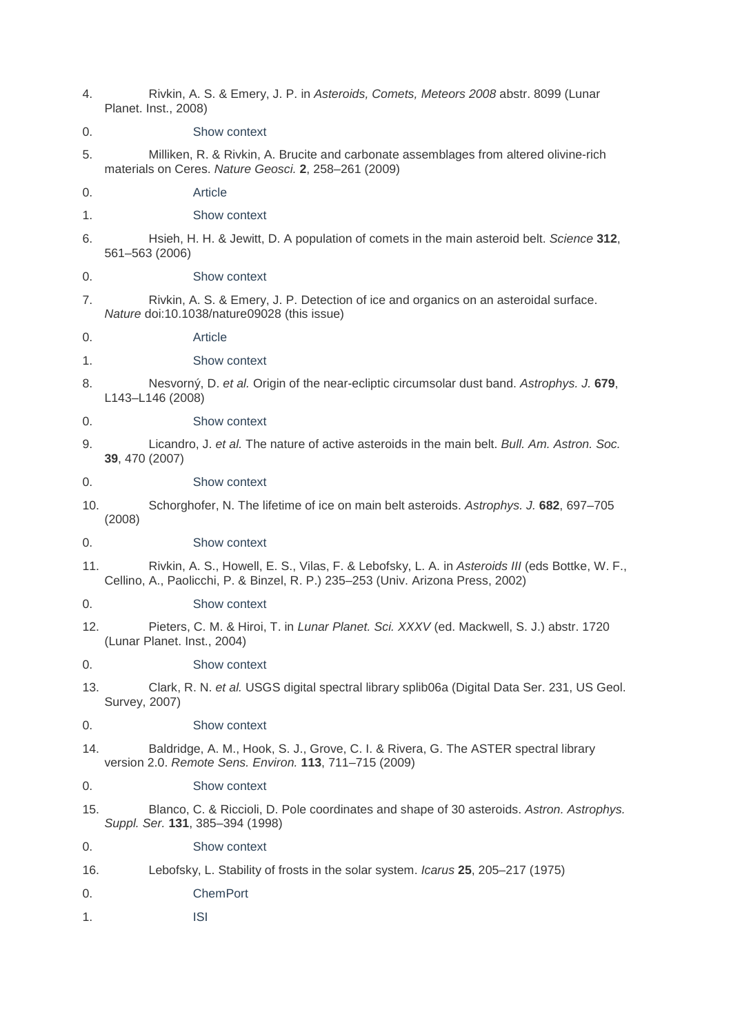4. Rivkin, A. S. & Emery, J. P. in *Asteroids, Comets, Meteors 2008* abstr. 8099 (Lunar Planet. Inst., 2008)

0. Show context

5. Milliken, R. & Rivkin, A. Brucite and carbonate assemblages from altered olivine-rich materials on Ceres. *Nature Geosci.* **2**, 258–261 (2009)

0. Article
1. Show context

6. Hsieh, H. H. & Jewitt, D. A population of comets in the main asteroid belt. *Science* **312**, 561–563 (2006)

0. Show context

7. Rivkin, A. S. & Emery, J. P. Detection of ice and organics on an asteroidal surface. *Nature* doi:10.1038/nature09028 (this issue)

0. Article
1. Show context

8. Nesvorný, D. *et al.* Origin of the near-ecliptic circumsolar dust band. *Astrophys. J.* **679**, L143–L146 (2008)

0. Show context

9. Licandro, J. *et al.* The nature of active asteroids in the main belt. *Bull. Am. Astron. Soc.* **39**, 470 (2007)

0. Show context

10. Schorghofer, N. The lifetime of ice on main belt asteroids. *Astrophys. J.* **682**, 697–705 (2008)

0. Show context

11. Rivkin, A. S., Howell, E. S., Vilas, F. & Lebofsky, L. A. in *Asteroids III* (eds Bottke, W. F., Cellino, A., Paolicchi, P. & Binzel, R. P.) 235–253 (Univ. Arizona Press, 2002)

0. Show context

12. Pieters, C. M. & Hiroi, T. in *Lunar Planet. Sci. XXXV* (ed. Mackwell, S. J.) abstr. 1720 (Lunar Planet. Inst., 2004)

0. Show context

13. Clark, R. N. *et al.* USGS digital spectral library splib06a (Digital Data Ser. 231, US Geol. Survey, 2007)

0. Show context

14. Baldridge, A. M., Hook, S. J., Grove, C. I. & Rivera, G. The ASTER spectral library version 2.0. *Remote Sens. Environ.* **113**, 711–715 (2009)

0. Show context

15. Blanco, C. & Riccioli, D. Pole coordinates and shape of 30 asteroids. *Astron. Astrophys. Suppl. Ser.* **131**, 385–394 (1998)

0. Show context

16. Lebofsky, L. Stability of frosts in the solar system. *Icarus* **25**, 205–217 (1975)

0. ChemPort
1. ISI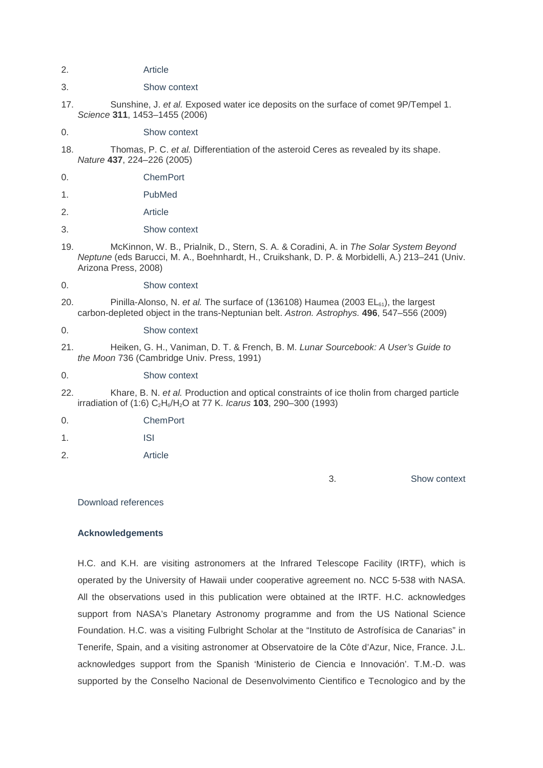2. Article

3. Show context

17. Sunshine, J. *et al.* Exposed water ice deposits on the surface of comet 9P/Tempel 1. *Science* **311**, 1453–1455 (2006)

0. Show context

18. Thomas, P. C. *et al.* Differentiation of the asteroid Ceres as revealed by its shape. *Nature* **437**, 224–226 (2005)

0. ChemPort

1. PubMed

2. Article

3. Show context

19. McKinnon, W. B., Prialnik, D., Stern, S. A. & Coradini, A. in *The Solar System Beyond Neptune* (eds Barucci, M. A., Boehnhardt, H., Cruikshank, D. P. & Morbidelli, A.) 213–241 (Univ. Arizona Press, 2008)

0. Show context

20. Pinilla-Alonso, N. *et al.* The surface of (136108) Haumea (2003 $EL_{61}$), the largest carbon-depleted object in the trans-Neptunian belt. *Astron. Astrophys.* **496**, 547–556 (2009)

0. Show context

21. Heiken, G. H., Vaniman, D. T. & French, B. M. *Lunar Sourcebook: A User's Guide to the Moon* 736 (Cambridge Univ. Press, 1991)

0. Show context

22. Khare, B. N. *et al.* Production and optical constraints of ice tholin from charged particle irradiation of (1:6) $C_2H_6/H_2O$ at 77 K. *Icarus* **103**, 290–300 (1993)

0. ChemPort

1. ISI

2. Article

3. Show context

Download references

**Acknowledgements**

H.C. and K.H. are visiting astronomers at the Infrared Telescope Facility (IRTF), which is operated by the University of Hawaii under cooperative agreement no. NCC 5-538 with NASA. All the observations used in this publication were obtained at the IRTF. H.C. acknowledges support from NASA's Planetary Astronomy programme and from the US National Science Foundation. H.C. was a visiting Fulbright Scholar at the "Instituto de Astrofísica de Canarias" in Tenerife, Spain, and a visiting astronomer at Observatoire de la Côte d'Azur, Nice, France. J.L. acknowledges support from the Spanish 'Ministerio de Ciencia e Innovación'. T.M.-D. was supported by the Conselho Nacional de Desenvolvimento Cientifico e Tecnologico and by the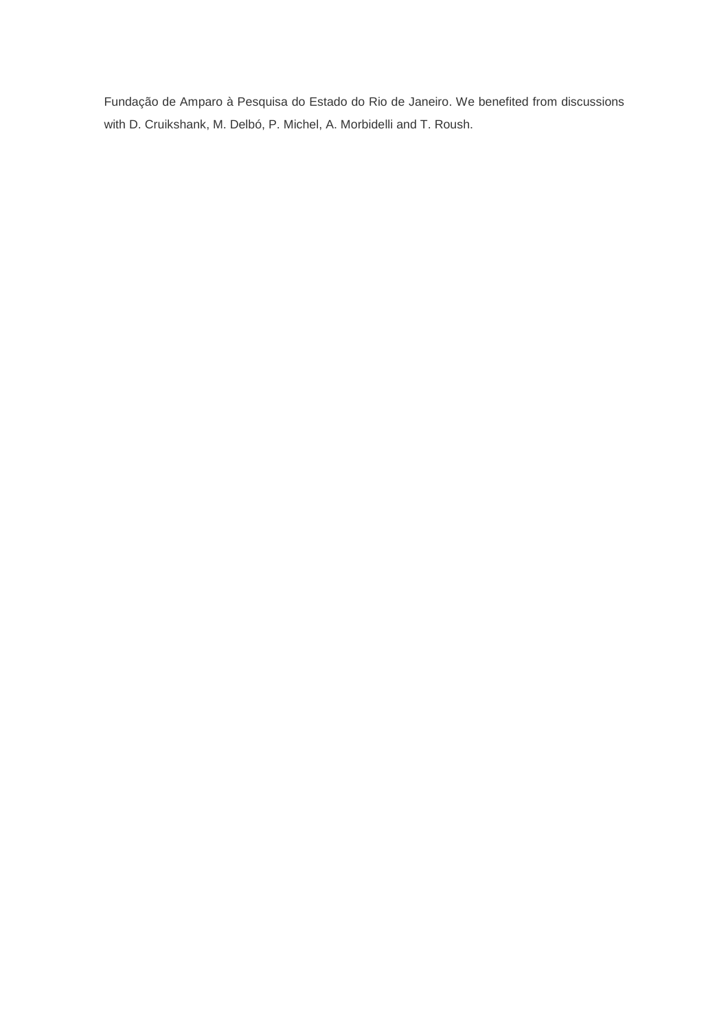Fundação de Amparo à Pesquisa do Estado do Rio de Janeiro. We benefited from discussions with D. Cruikshank, M. Delbó, P. Michel, A. Morbidelli and T. Roush.